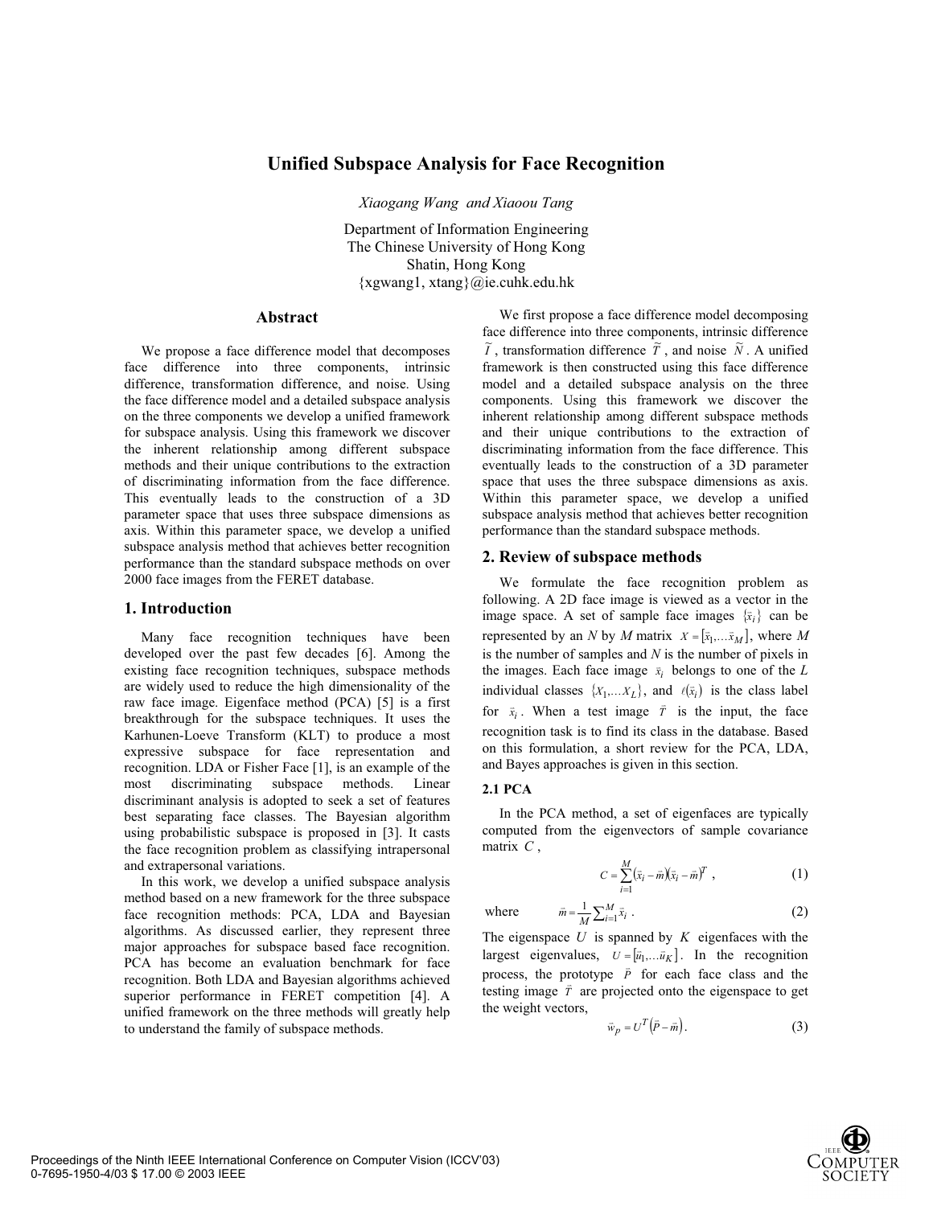# Unified Subspace Analysis for Face Recognition

*Xiaogang Wang and Xiaoou Tang*

Department of Information Engineering
The Chinese University of Hong Kong
Shatin, Hong Kong
{xgwang1, xtang}@ie.cuhk.edu.hk

## Abstract

We propose a face difference model that decomposes face difference into three components, intrinsic difference, transformation difference, and noise. Using the face difference model and a detailed subspace analysis on the three components we develop a unified framework for subspace analysis. Using this framework we discover the inherent relationship among different subspace methods and their unique contributions to the extraction of discriminating information from the face difference. This eventually leads to the construction of a 3D parameter space that uses three subspace dimensions as axis. Within this parameter space, we develop a unified subspace analysis method that achieves better recognition performance than the standard subspace methods on over 2000 face images from the FERET database.

## 1. Introduction

Many face recognition techniques have been developed over the past few decades [6]. Among the existing face recognition techniques, subspace methods are widely used to reduce the high dimensionality of the raw face image. Eigenface method (PCA) [5] is a first breakthrough for the subspace techniques. It uses the Karhunen-Loeve Transform (KLT) to produce a most expressive subspace for face representation and recognition. LDA or Fisher Face [1], is an example of the most discriminating subspace methods. Linear discriminant analysis is adopted to seek a set of features best separating face classes. The Bayesian algorithm using probabilistic subspace is proposed in [3]. It casts the face recognition problem as classifying intrapersonal and extrapersonal variations.

In this work, we develop a unified subspace analysis method based on a new framework for the three subspace face recognition methods: PCA, LDA and Bayesian algorithms. As discussed earlier, they represent three major approaches for subspace based face recognition. PCA has become an evaluation benchmark for face recognition. Both LDA and Bayesian algorithms achieved superior performance in FERET competition [4]. A unified framework on the three methods will greatly help to understand the family of subspace methods.

We first propose a face difference model decomposing face difference into three components, intrinsic difference $\tilde{I}$, transformation difference $\tilde{T}$, and noise $\tilde{N}$. A unified framework is then constructed using this face difference model and a detailed subspace analysis on the three components. Using this framework we discover the inherent relationship among different subspace methods and their unique contributions to the extraction of discriminating information from the face difference. This eventually leads to the construction of a 3D parameter space that uses the three subspace dimensions as axis. Within this parameter space, we develop a unified subspace analysis method that achieves better recognition performance than the standard subspace methods.

## 2. Review of subspace methods

We formulate the face recognition problem as following. A 2D face image is viewed as a vector in the image space. A set of sample face images $\{\vec{x}_i\}$ can be represented by an $N$ by $M$ matrix $X = [\vec{x}_1, \ldots \vec{x}_M]$, where $M$ is the number of samples and $N$ is the number of pixels in the images. Each face image $\vec{x}_i$ belongs to one of the $L$ individual classes $\{X_1, \ldots X_L\}$, and $\ell(\vec{x}_i)$ is the class label for $\vec{x}_i$. When a test image $\vec{T}$ is the input, the face recognition task is to find its class in the database. Based on this formulation, a short review for the PCA, LDA, and Bayes approaches is given in this section.

### 2.1 PCA

In the PCA method, a set of eigenfaces are typically computed from the eigenvectors of sample covariance matrix $C$,

$$C = \sum_{i=1}^{M} (\vec{x}_i - \vec{m})(\vec{x}_i - \vec{m})^T, \tag{1}$$

where
$$\vec{m} = \frac{1}{M} \sum_{i=1}^{M} \vec{x}_i. \tag{2}$$

The eigenspace $U$ is spanned by $K$ eigenfaces with the largest eigenvalues, $U = [\vec{u}_1, \ldots \vec{u}_K]$. In the recognition process, the prototype $\vec{P}$ for each face class and the testing image $\vec{T}$ are projected onto the eigenspace to get the weight vectors,

$$\vec{w}_P = U^T (\vec{P} - \vec{m}). \tag{3}$$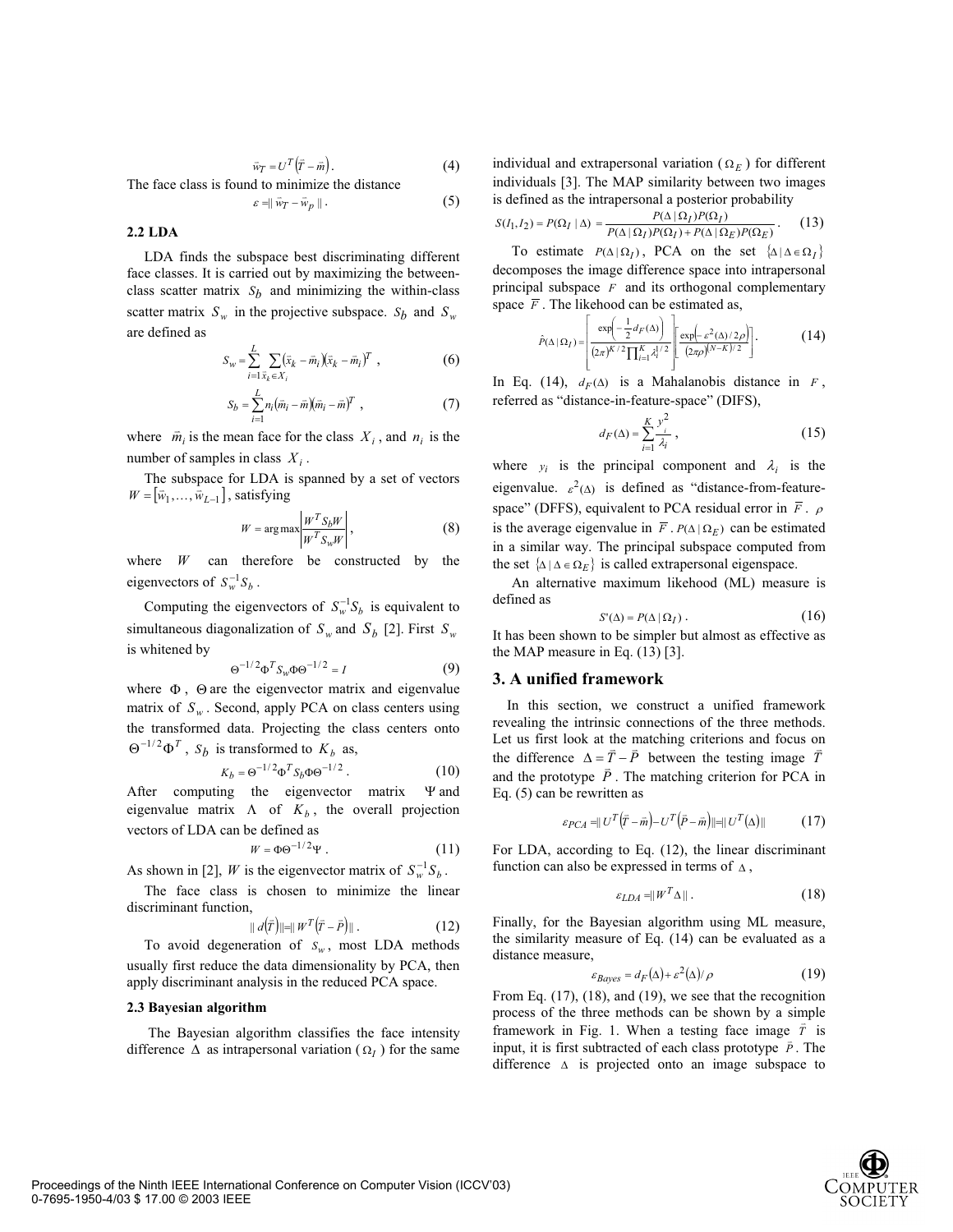$$\vec{w}_T = U^T\left(\vec{T} - \vec{m}\right). \tag{4}$$

The face class is found to minimize the distance

$$\varepsilon = \| \vec{w}_T - \vec{w}_P \|. \tag{5}$$

### 2.2 LDA

LDA finds the subspace best discriminating different face classes. It is carried out by maximizing the between-class scatter matrix $S_b$ and minimizing the within-class scatter matrix $S_w$ in the projective subspace. $S_b$ and $S_w$ are defined as

$$S_w = \sum_{i=1}^{L} \sum_{\vec{x}_k \in X_i} \left(\vec{x}_k - \vec{m}_i\right)\left(\vec{x}_k - \vec{m}_i\right)^T , \tag{6}$$

$$S_b = \sum_{i=1}^{L} n_i \left(\vec{m}_i - \vec{m}\right)\left(\vec{m}_i - \vec{m}\right)^T , \tag{7}$$

where $\vec{m}_i$ is the mean face for the class $X_i$, and $n_i$ is the number of samples in class $X_i$.

The subspace for LDA is spanned by a set of vectors $W = \left[\vec{w}_1, \ldots, \vec{w}_{L-1}\right]$, satisfying

$$W = \arg\max \left| \frac{W^T S_b W}{W^T S_w W} \right|, \tag{8}$$

where $W$ can therefore be constructed by the eigenvectors of $S_w^{-1} S_b$.

Computing the eigenvectors of $S_w^{-1} S_b$ is equivalent to simultaneous diagonalization of $S_w$ and $S_b$ [2]. First $S_w$ is whitened by

$$\Theta^{-1/2} \Phi^T S_w \Phi \Theta^{-1/2} = I \tag{9}$$

where $\Phi$, $\Theta$ are the eigenvector matrix and eigenvalue matrix of $S_w$. Second, apply PCA on class centers using the transformed data. Projecting the class centers onto $\Theta^{-1/2}\Phi^T$, $S_b$ is transformed to $K_b$ as,

$$K_b = \Theta^{-1/2} \Phi^T S_b \Phi \Theta^{-1/2}. \tag{10}$$

After computing the eigenvector matrix $\Psi$ and eigenvalue matrix $\Lambda$ of $K_b$, the overall projection vectors of LDA can be defined as

$$W = \Phi \Theta^{-1/2} \Psi. \tag{11}$$

As shown in [2], $W$ is the eigenvector matrix of $S_w^{-1} S_b$.

The face class is chosen to minimize the linear discriminant function,

$$\| d\left(\vec{T}\right) \| = \| W^T \left(\vec{T} - \vec{P}\right) \|. \tag{12}$$

To avoid degeneration of $S_w$, most LDA methods usually first reduce the data dimensionality by PCA, then apply discriminant analysis in the reduced PCA space.

### 2.3 Bayesian algorithm

The Bayesian algorithm classifies the face intensity difference $\Delta$ as intrapersonal variation ($\Omega_I$) for the same individual and extrapersonal variation ($\Omega_E$) for different individuals [3]. The MAP similarity between two images is defined as the intrapersonal a posterior probability

$$S(I_1, I_2) = P(\Omega_I \mid \Delta) = \frac{P(\Delta \mid \Omega_I) P(\Omega_I)}{P(\Delta \mid \Omega_I) P(\Omega_I) + P(\Delta \mid \Omega_E) P(\Omega_E)}. \tag{13}$$

To estimate $P(\Delta \mid \Omega_I)$, PCA on the set $\{\Delta \mid \Delta \in \Omega_I\}$ decomposes the image difference space into intrapersonal principal subspace $F$ and its orthogonal complementary space $\bar{F}$. The likehood can be estimated as,

$$\hat{P}(\Delta \mid \Omega_I) = \left[ \frac{\exp\left(-\frac{1}{2} d_F(\Delta)\right)}{(2\pi)^{K/2} \prod_{i=1}^{K} \lambda_i^{1/2}} \right] \left[ \frac{\exp\left(-\varepsilon^2(\Delta)/2\rho\right)}{(2\pi\rho)^{(N-K)/2}} \right]. \tag{14}$$

In Eq. (14), $d_F(\Delta)$ is a Mahalanobis distance in $F$, referred as "distance-in-feature-space" (DIFS),

$$d_F(\Delta) = \sum_{i=1}^{K} \frac{y_i^2}{\lambda_i}, \tag{15}$$

where $y_i$ is the principal component and $\lambda_i$ is the eigenvalue. $\varepsilon^2(\Delta)$ is defined as "distance-from-feature-space" (DFFS), equivalent to PCA residual error in $\bar{F}$. $\rho$ is the average eigenvalue in $\bar{F}$. $P(\Delta \mid \Omega_E)$ can be estimated in a similar way. The principal subspace computed from the set $\{\Delta \mid \Delta \in \Omega_E\}$ is called extrapersonal eigenspace.

An alternative maximum likehood (ML) measure is defined as

$$S'(\Delta) = P(\Delta \mid \Omega_I). \tag{16}$$

It has been shown to be simpler but almost as effective as the MAP measure in Eq. (13) [3].

## 3. A unified framework

In this section, we construct a unified framework revealing the intrinsic connections of the three methods. Let us first look at the matching criterions and focus on the difference $\Delta = \vec{T} - \vec{P}$ between the testing image $\vec{T}$ and the prototype $\vec{P}$. The matching criterion for PCA in Eq. (5) can be rewritten as

$$\varepsilon_{PCA} = \| U^T\left(\vec{T} - \vec{m}\right) - U^T\left(\vec{P} - \vec{m}\right) \| = \| U^T(\Delta) \| \tag{17}$$

For LDA, according to Eq. (12), the linear discriminant function can also be expressed in terms of $\Delta$,

$$\varepsilon_{LDA} = \| W^T \Delta \|. \tag{18}$$

Finally, for the Bayesian algorithm using ML measure, the similarity measure of Eq. (14) can be evaluated as a distance measure,

$$\varepsilon_{Bayes} = d_F(\Delta) + \varepsilon^2(\Delta)/\rho \tag{19}$$

From Eq. (17), (18), and (19), we see that the recognition process of the three methods can be shown by a simple framework in Fig. 1. When a testing face image $\vec{T}$ is input, it is first subtracted of each class prototype $\vec{P}$. The difference $\Delta$ is projected onto an image subspace to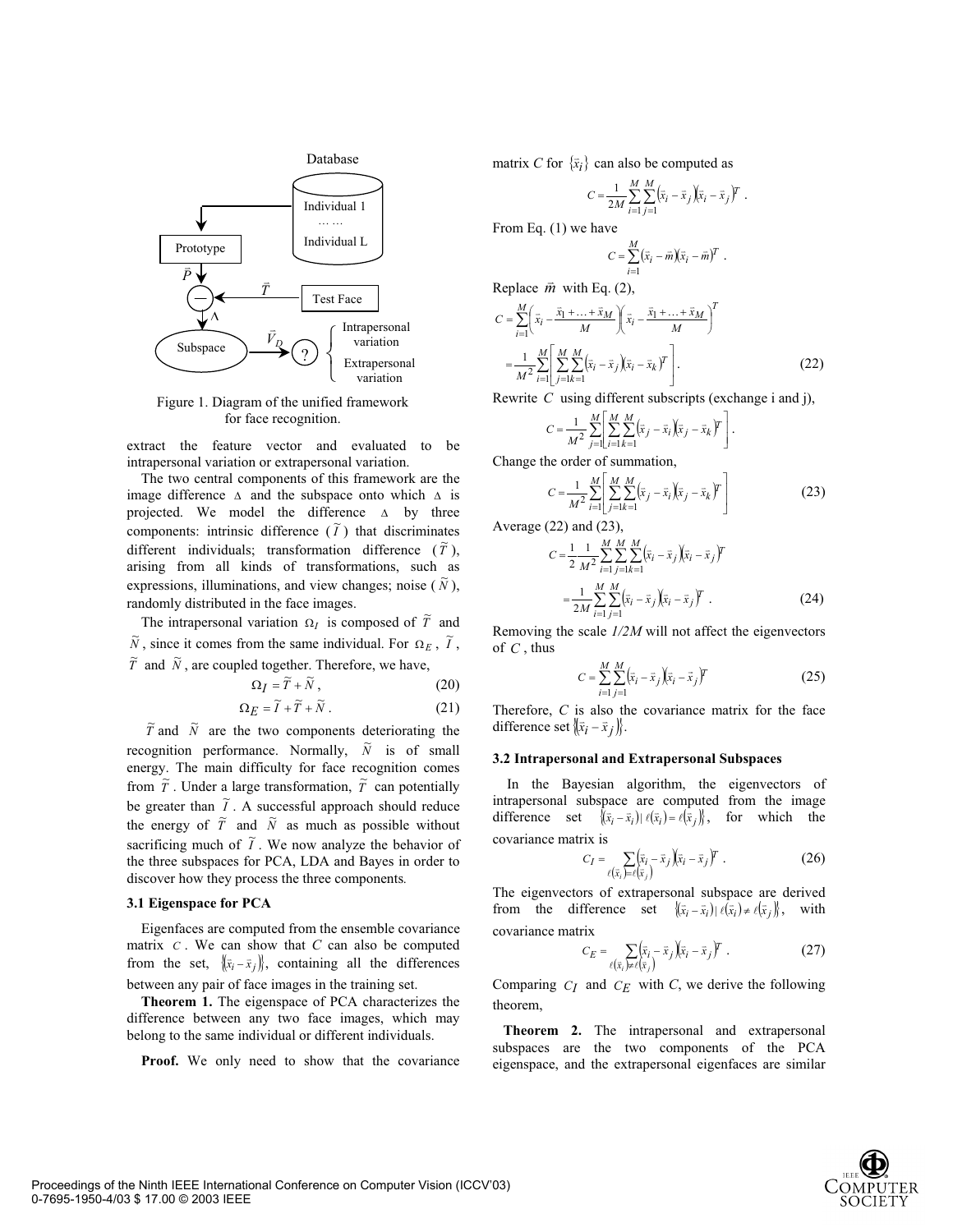Figure 1. Diagram of the unified framework for face recognition.

extract the feature vector and evaluated to be intrapersonal variation or extrapersonal variation.

The two central components of this framework are the image difference $\Delta$ and the subspace onto which $\Delta$ is projected. We model the difference $\Delta$ by three components: intrinsic difference ($\tilde{I}$) that discriminates different individuals; transformation difference ($\tilde{T}$), arising from all kinds of transformations, such as expressions, illuminations, and view changes; noise ($\tilde{N}$), randomly distributed in the face images.

The intrapersonal variation $\Omega_I$ is composed of $\tilde{T}$ and $\tilde{N}$, since it comes from the same individual. For $\Omega_E$, $\tilde{I}$, $\tilde{T}$ and $\tilde{N}$, are coupled together. Therefore, we have,

$$\Omega_I = \tilde{T} + \tilde{N}, \tag{20}$$

$$\Omega_E = \tilde{I} + \tilde{T} + \tilde{N}. \tag{21}$$

$\tilde{T}$ and $\tilde{N}$ are the two components deteriorating the recognition performance. Normally, $\tilde{N}$ is of small energy. The main difficulty for face recognition comes from $\tilde{T}$. Under a large transformation, $\tilde{T}$ can potentially be greater than $\tilde{I}$. A successful approach should reduce the energy of $\tilde{T}$ and $\tilde{N}$ as much as possible without sacrificing much of $\tilde{I}$. We now analyze the behavior of the three subspaces for PCA, LDA and Bayes in order to discover how they process the three components.

### 3.1 Eigenspace for PCA

Eigenfaces are computed from the ensemble covariance matrix $C$. We can show that $C$ can also be computed from the set, $\{(\vec{x}_i - \vec{x}_j)\}$, containing all the differences between any pair of face images in the training set.

**Theorem 1.** The eigenspace of PCA characterizes the difference between any two face images, which may belong to the same individual or different individuals.

**Proof.** We only need to show that the covariance matrix $C$ for $\{\vec{x}_i\}$ can also be computed as

$$C = \frac{1}{2M}\sum_{i=1}^{M}\sum_{j=1}^{M}(\vec{x}_i - \vec{x}_j)(\vec{x}_i - \vec{x}_j)^T.$$

From Eq. (1) we have

$$C = \sum_{i=1}^{M}(\vec{x}_i - \vec{m})(\vec{x}_i - \vec{m})^T.$$

Replace $\vec{m}$ with Eq. (2),

$$C = \sum_{i=1}^{M}\left(\vec{x}_i - \frac{\vec{x}_1 + \ldots + \vec{x}_M}{M}\right)\left(\vec{x}_i - \frac{\vec{x}_1 + \ldots + \vec{x}_M}{M}\right)^T$$

$$= \frac{1}{M^2}\sum_{i=1}^{M}\left[\sum_{j=1}^{M}\sum_{k=1}^{M}(\vec{x}_i - \vec{x}_j)(\vec{x}_i - \vec{x}_k)^T\right]. \tag{22}$$

Rewrite $C$ using different subscripts (exchange i and j),

$$C = \frac{1}{M^2}\sum_{j=1}^{M}\left[\sum_{i=1}^{M}\sum_{k=1}^{M}(\vec{x}_j - \vec{x}_i)(\vec{x}_j - \vec{x}_k)^T\right].$$

Change the order of summation,

$$C = \frac{1}{M^2}\sum_{i=1}^{M}\left[\sum_{j=1}^{M}\sum_{k=1}^{M}(\vec{x}_j - \vec{x}_i)(\vec{x}_j - \vec{x}_k)^T\right] \tag{23}$$

Average (22) and (23),

$$C = \frac{1}{2}\frac{1}{M^2}\sum_{i=1}^{M}\sum_{j=1}^{M}\sum_{k=1}^{M}(\vec{x}_i - \vec{x}_j)(\vec{x}_i - \vec{x}_j)^T$$

$$= \frac{1}{2M}\sum_{i=1}^{M}\sum_{j=1}^{M}(\vec{x}_i - \vec{x}_j)(\vec{x}_i - \vec{x}_j)^T. \tag{24}$$

Removing the scale *1/2M* will not affect the eigenvectors of $C$, thus

$$C = \sum_{i=1}^{M}\sum_{j=1}^{M}(\vec{x}_i - \vec{x}_j)(\vec{x}_i - \vec{x}_j)^T \tag{25}$$

Therefore, $C$ is also the covariance matrix for the face difference set $\{(\vec{x}_i - \vec{x}_j)\}$.

### 3.2 Intrapersonal and Extrapersonal Subspaces

In the Bayesian algorithm, the eigenvectors of intrapersonal subspace are computed from the image difference set $\{(\vec{x}_i - \vec{x}_i) \mid \ell(\vec{x}_i) = \ell(\vec{x}_j)\}$, for which the covariance matrix is

$$C_I = \sum_{\ell(\vec{x}_i) = \ell(\vec{x}_j)}(\vec{x}_i - \vec{x}_j)(\vec{x}_i - \vec{x}_j)^T. \tag{26}$$

The eigenvectors of extrapersonal subspace are derived from the difference set $\{(\vec{x}_i - \vec{x}_i) \mid \ell(\vec{x}_i) \neq \ell(\vec{x}_j)\}$, with covariance matrix

$$C_E = \sum_{\ell(\vec{x}_i) \neq \ell(\vec{x}_j)}(\vec{x}_i - \vec{x}_j)(\vec{x}_i - \vec{x}_j)^T. \tag{27}$$

Comparing $C_I$ and $C_E$ with $C$, we derive the following theorem,

**Theorem 2.** The intrapersonal and extrapersonal subspaces are the two components of the PCA eigenspace, and the extrapersonal eigenfaces are similar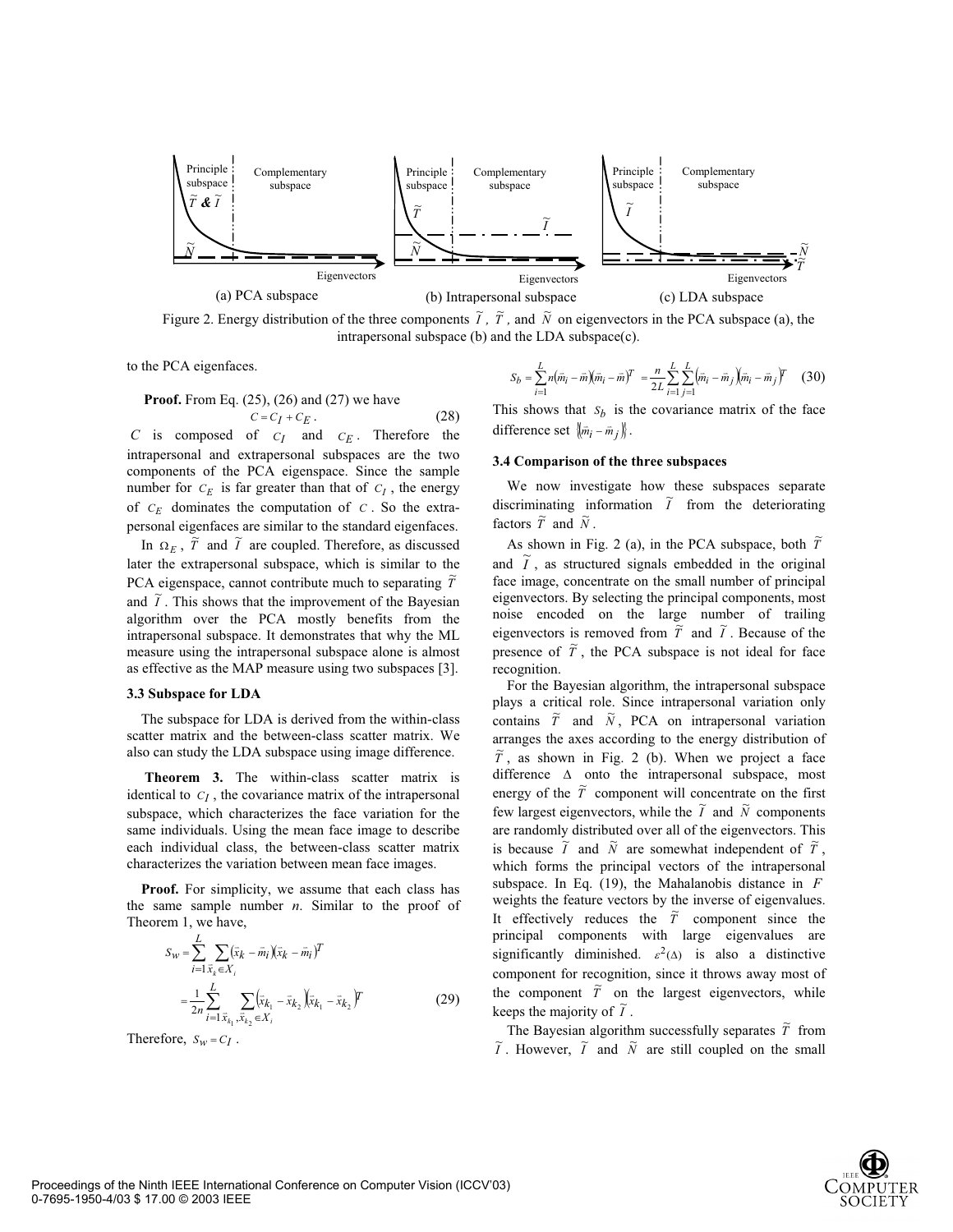Figure 2. Energy distribution of the three components $\tilde{I}$, $\tilde{T}$, and $\tilde{N}$ on eigenvectors in the PCA subspace (a), the intrapersonal subspace (b) and the LDA subspace(c).

to the PCA eigenfaces.

**Proof.** From Eq. (25), (26) and (27) we have

$$C = C_I + C_E . \tag{28}$$

$C$ is composed of $C_I$ and $C_E$. Therefore the intrapersonal and extrapersonal subspaces are the two components of the PCA eigenspace. Since the sample number for $C_E$ is far greater than that of $C_I$, the energy of $C_E$ dominates the computation of $C$. So the extra-personal eigenfaces are similar to the standard eigenfaces.

In $\Omega_E$, $\tilde{T}$ and $\tilde{I}$ are coupled. Therefore, as discussed later the extrapersonal subspace, which is similar to the PCA eigenspace, cannot contribute much to separating $\tilde{T}$ and $\tilde{I}$. This shows that the improvement of the Bayesian algorithm over the PCA mostly benefits from the intrapersonal subspace. It demonstrates that why the ML measure using the intrapersonal subspace alone is almost as effective as the MAP measure using two subspaces [3].

### 3.3 Subspace for LDA

The subspace for LDA is derived from the within-class scatter matrix and the between-class scatter matrix. We also can study the LDA subspace using image difference.

**Theorem 3.** The within-class scatter matrix is identical to $C_I$, the covariance matrix of the intrapersonal subspace, which characterizes the face variation for the same individuals. Using the mean face image to describe each individual class, the between-class scatter matrix characterizes the variation between mean face images.

**Proof.** For simplicity, we assume that each class has the same sample number $n$. Similar to the proof of Theorem 1, we have,

$$\begin{aligned} S_W &= \sum_{i=1}^{L} \sum_{\vec{x}_k \in X_i} (\vec{x}_k - \vec{m}_i)(\vec{x}_k - \vec{m}_i)^T \\ &= \frac{1}{2n} \sum_{i=1}^{L} \sum_{\vec{x}_{k_1}, \vec{x}_{k_2} \in X_i} (\vec{x}_{k_1} - \vec{x}_{k_2})(\vec{x}_{k_1} - \vec{x}_{k_2})^T \end{aligned} \tag{29}$$

Therefore, $S_W = C_I$.

$$S_b = \sum_{i=1}^{L} n(\vec{m}_i - \vec{m})(\vec{m}_i - \vec{m})^T = \frac{n}{2L} \sum_{i=1}^{L} \sum_{j=1}^{L} (\vec{m}_i - \vec{m}_j)(\vec{m}_i - \vec{m}_j)^T \tag{30}$$

This shows that $S_b$ is the covariance matrix of the face difference set $\{(\vec{m}_i - \vec{m}_j)\}$.

### 3.4 Comparison of the three subspaces

We now investigate how these subspaces separate discriminating information $\tilde{I}$ from the deteriorating factors $\tilde{T}$ and $\tilde{N}$.

As shown in Fig. 2 (a), in the PCA subspace, both $\tilde{T}$ and $\tilde{I}$, as structured signals embedded in the original face image, concentrate on the small number of principal eigenvectors. By selecting the principal components, most noise encoded on the large number of trailing eigenvectors is removed from $\tilde{T}$ and $\tilde{I}$. Because of the presence of $\tilde{T}$, the PCA subspace is not ideal for face recognition.

For the Bayesian algorithm, the intrapersonal subspace plays a critical role. Since intrapersonal variation only contains $\tilde{T}$ and $\tilde{N}$, PCA on intrapersonal variation arranges the axes according to the energy distribution of $\tilde{T}$, as shown in Fig. 2 (b). When we project a face difference $\Delta$ onto the intrapersonal subspace, most energy of the $\tilde{T}$ component will concentrate on the first few largest eigenvectors, while the $\tilde{I}$ and $\tilde{N}$ components are randomly distributed over all of the eigenvectors. This is because $\tilde{I}$ and $\tilde{N}$ are somewhat independent of $\tilde{T}$, which forms the principal vectors of the intrapersonal subspace. In Eq. (19), the Mahalanobis distance in $F$ weights the feature vectors by the inverse of eigenvalues. It effectively reduces the $\tilde{T}$ component since the principal components with large eigenvalues are significantly diminished. $\varepsilon^2(\Delta)$ is also a distinctive component for recognition, since it throws away most of the component $\tilde{T}$ on the largest eigenvectors, while keeps the majority of $\tilde{I}$.

The Bayesian algorithm successfully separates $\tilde{T}$ from $\tilde{I}$. However, $\tilde{I}$ and $\tilde{N}$ are still coupled on the small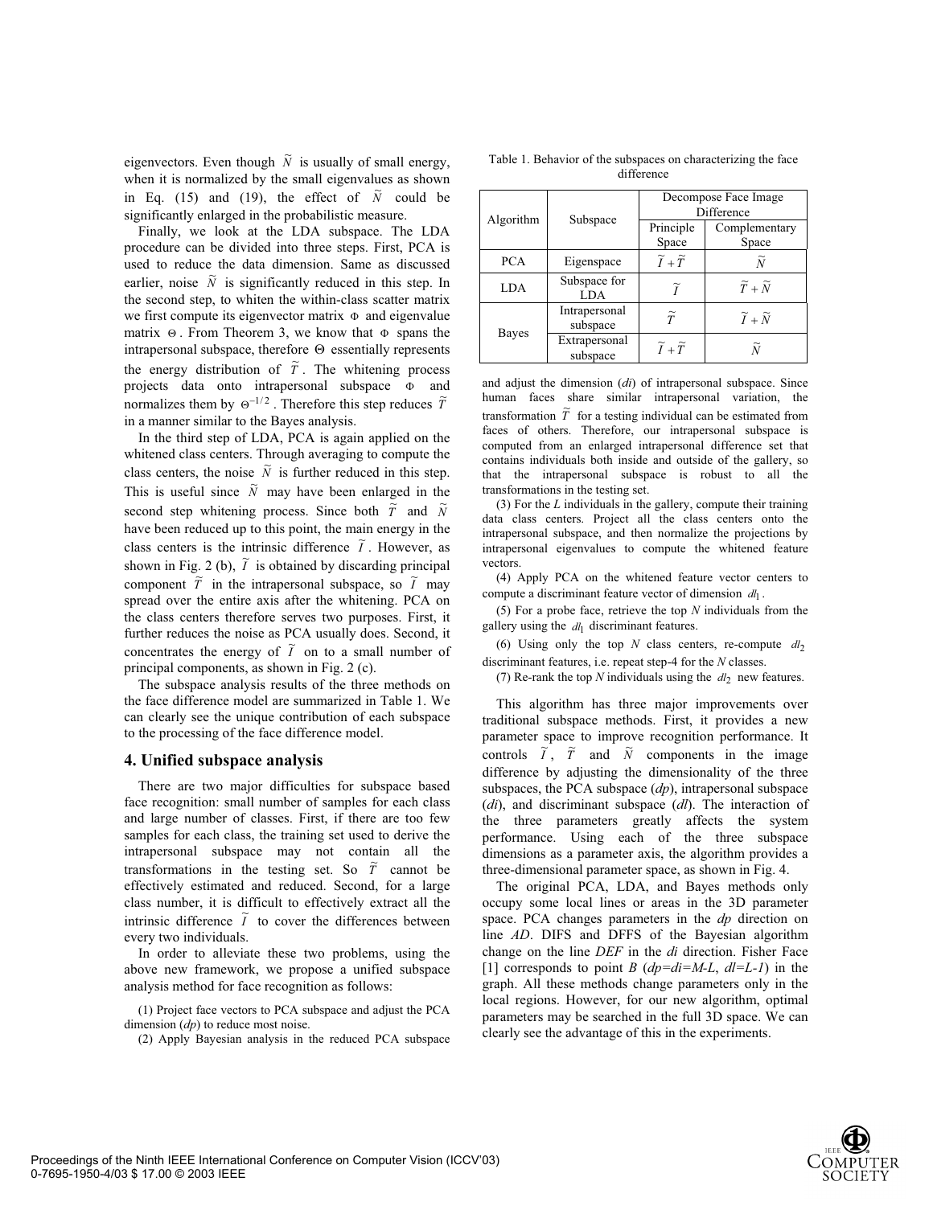eigenvectors. Even though $\tilde{N}$ is usually of small energy, when it is normalized by the small eigenvalues as shown in Eq. (15) and (19), the effect of $\tilde{N}$ could be significantly enlarged in the probabilistic measure.

Finally, we look at the LDA subspace. The LDA procedure can be divided into three steps. First, PCA is used to reduce the data dimension. Same as discussed earlier, noise $\tilde{N}$ is significantly reduced in this step. In the second step, to whiten the within-class scatter matrix we first compute its eigenvector matrix $\Phi$ and eigenvalue matrix $\Theta$. From Theorem 3, we know that $\Phi$ spans the intrapersonal subspace, therefore $\Theta$ essentially represents the energy distribution of $\tilde{T}$. The whitening process projects data onto intrapersonal subspace $\Phi$ and normalizes them by $\Theta^{-1/2}$. Therefore this step reduces $\tilde{T}$ in a manner similar to the Bayes analysis.

In the third step of LDA, PCA is again applied on the whitened class centers. Through averaging to compute the class centers, the noise $\tilde{N}$ is further reduced in this step. This is useful since $\tilde{N}$ may have been enlarged in the second step whitening process. Since both $\tilde{T}$ and $\tilde{N}$ have been reduced up to this point, the main energy in the class centers is the intrinsic difference $\tilde{I}$. However, as shown in Fig. 2 (b), $\tilde{I}$ is obtained by discarding principal component $\tilde{T}$ in the intrapersonal subspace, so $\tilde{I}$ may spread over the entire axis after the whitening. PCA on the class centers therefore serves two purposes. First, it further reduces the noise as PCA usually does. Second, it concentrates the energy of $\tilde{I}$ on to a small number of principal components, as shown in Fig. 2 (c).

The subspace analysis results of the three methods on the face difference model are summarized in Table 1. We can clearly see the unique contribution of each subspace to the processing of the face difference model.

Table 1. Behavior of the subspaces on characterizing the face difference

| Algorithm | Subspace | Decompose Face Image Difference | |
|---|---|---|---|
| | | Principle Space | Complementary Space |
| PCA | Eigenspace | $\tilde{I}+\tilde{T}$ | $\tilde{N}$ |
| LDA | Subspace for LDA | $\tilde{I}$ | $\tilde{T}+\tilde{N}$ |
| Bayes | Intrapersonal subspace | $\tilde{T}$ | $\tilde{I}+\tilde{N}$ |
| | Extrapersonal subspace | $\tilde{I}+\tilde{T}$ | $\tilde{N}$ |

## 4. Unified subspace analysis

There are two major difficulties for subspace based face recognition: small number of samples for each class and large number of classes. First, if there are too few samples for each class, the training set used to derive the intrapersonal subspace may not contain all the transformations in the testing set. So $\tilde{T}$ cannot be effectively estimated and reduced. Second, for a large class number, it is difficult to effectively extract all the intrinsic difference $\tilde{I}$ to cover the differences between every two individuals.

In order to alleviate these two problems, using the above new framework, we propose a unified subspace analysis method for face recognition as follows:

(1) Project face vectors to PCA subspace and adjust the PCA dimension (*dp*) to reduce most noise.

(2) Apply Bayesian analysis in the reduced PCA subspace and adjust the dimension (*di*) of intrapersonal subspace. Since human faces share similar intrapersonal variation, the transformation $\tilde{T}$ for a testing individual can be estimated from faces of others. Therefore, our intrapersonal subspace is computed from an enlarged intrapersonal difference set that contains individuals both inside and outside of the gallery, so that the intrapersonal subspace is robust to all the transformations in the testing set.

(3) For the *L* individuals in the gallery, compute their training data class centers. Project all the class centers onto the intrapersonal subspace, and then normalize the projections by intrapersonal eigenvalues to compute the whitened feature vectors.

(4) Apply PCA on the whitened feature vector centers to compute a discriminant feature vector of dimension $dl_1$.

(5) For a probe face, retrieve the top *N* individuals from the gallery using the $dl_1$ discriminant features.

(6) Using only the top *N* class centers, re-compute $dl_2$ discriminant features, i.e. repeat step-4 for the *N* classes.

(7) Re-rank the top *N* individuals using the $dl_2$ new features.

This algorithm has three major improvements over traditional subspace methods. First, it provides a new parameter space to improve recognition performance. It controls $\tilde{I}$, $\tilde{T}$ and $\tilde{N}$ components in the image difference by adjusting the dimensionality of the three subspaces, the PCA subspace (*dp*), intrapersonal subspace (*di*), and discriminant subspace (*dl*). The interaction of the three parameters greatly affects the system performance. Using each of the three subspace dimensions as a parameter axis, the algorithm provides a three-dimensional parameter space, as shown in Fig. 4.

The original PCA, LDA, and Bayes methods only occupy some local lines or areas in the 3D parameter space. PCA changes parameters in the *dp* direction on line *AD*. DIFS and DFFS of the Bayesian algorithm change on the line *DEF* in the *di* direction. Fisher Face [1] corresponds to point *B* (*dp=di=M-L*, *dl=L-1*) in the graph. All these methods change parameters only in the local regions. However, for our new algorithm, optimal parameters may be searched in the full 3D space. We can clearly see the advantage of this in the experiments.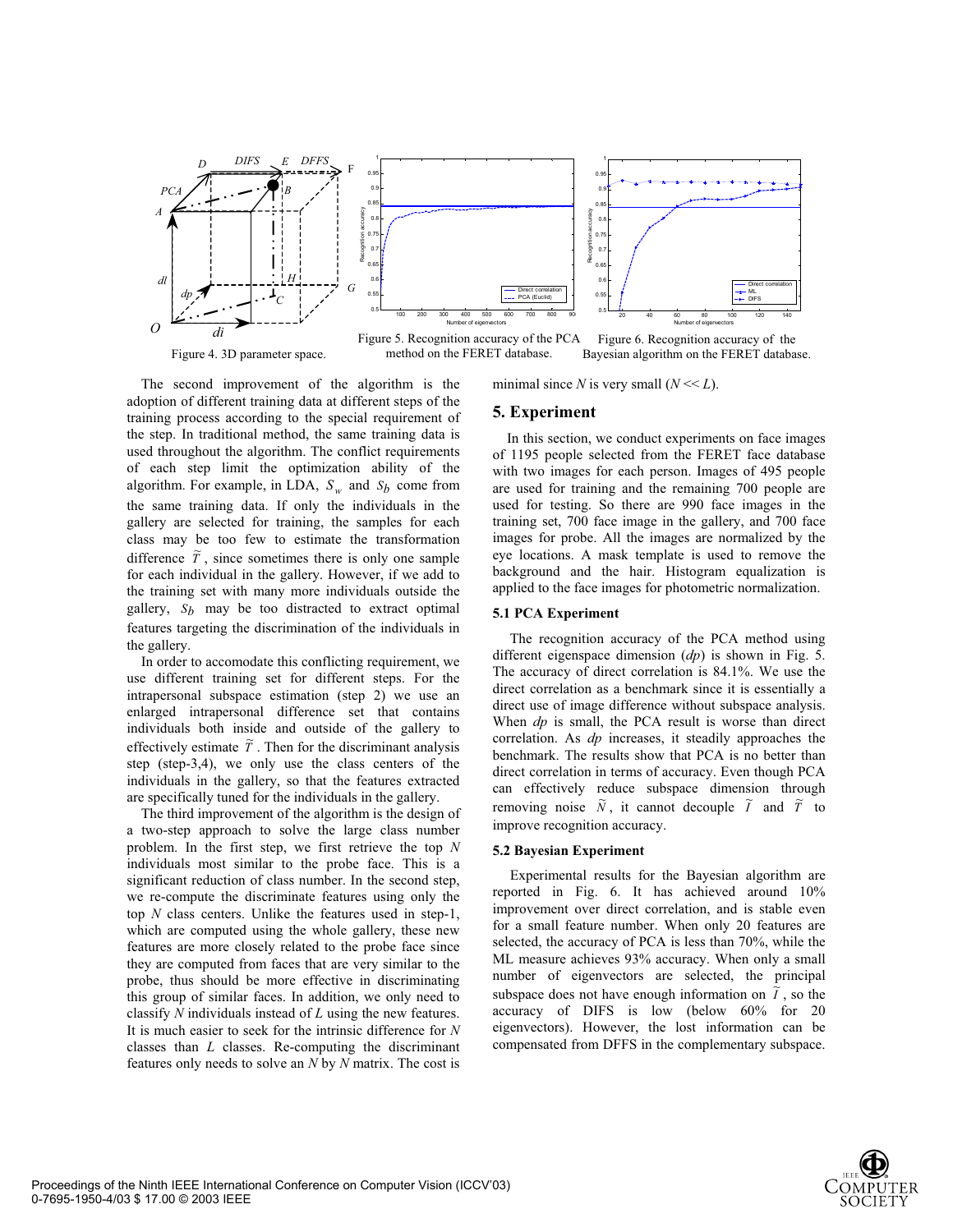Figure 4. 3D parameter space.

Figure 5. Recognition accuracy of the PCA method on the FERET database.

Figure 6. Recognition accuracy of the Bayesian algorithm on the FERET database.

The second improvement of the algorithm is the adoption of different training data at different steps of the training process according to the special requirement of the step. In traditional method, the same training data is used throughout the algorithm. The conflict requirements of each step limit the optimization ability of the algorithm. For example, in LDA, $S_w$ and $S_b$ come from the same training data. If only the individuals in the gallery are selected for training, the samples for each class may be too few to estimate the transformation difference $\tilde{T}$, since sometimes there is only one sample for each individual in the gallery. However, if we add to the training set with many more individuals outside the gallery, $S_b$ may be too distracted to extract optimal features targeting the discrimination of the individuals in the gallery.

In order to accomodate this conflicting requirement, we use different training set for different steps. For the intrapersonal subspace estimation (step 2) we use an enlarged intrapersonal difference set that contains individuals both inside and outside of the gallery to effectively estimate $\tilde{T}$. Then for the discriminant analysis step (step-3,4), we only use the class centers of the individuals in the gallery, so that the features extracted are specifically tuned for the individuals in the gallery.

The third improvement of the algorithm is the design of a two-step approach to solve the large class number problem. In the first step, we first retrieve the top $N$ individuals most similar to the probe face. This is a significant reduction of class number. In the second step, we re-compute the discriminate features using only the top $N$ class centers. Unlike the features used in step-1, which are computed using the whole gallery, these new features are more closely related to the probe face since they are computed from faces that are very similar to the probe, thus should be more effective in discriminating this group of similar faces. In addition, we only need to classify $N$ individuals instead of $L$ using the new features. It is much easier to seek for the intrinsic difference for $N$ classes than $L$ classes. Re-computing the discriminant features only needs to solve an $N$ by $N$ matrix. The cost is minimal since $N$ is very small ($N << L$).

## 5. Experiment

In this section, we conduct experiments on face images of 1195 people selected from the FERET face database with two images for each person. Images of 495 people are used for training and the remaining 700 people are used for testing. So there are 990 face images in the training set, 700 face image in the gallery, and 700 face images for probe. All the images are normalized by the eye locations. A mask template is used to remove the background and the hair. Histogram equalization is applied to the face images for photometric normalization.

### 5.1 PCA Experiment

The recognition accuracy of the PCA method using different eigenspace dimension ($dp$) is shown in Fig. 5. The accuracy of direct correlation is 84.1%. We use the direct correlation as a benchmark since it is essentially a direct use of image difference without subspace analysis. When $dp$ is small, the PCA result is worse than direct correlation. As $dp$ increases, it steadily approaches the benchmark. The results show that PCA is no better than direct correlation in terms of accuracy. Even though PCA can effectively reduce subspace dimension through removing noise $\tilde{N}$, it cannot decouple $\tilde{I}$ and $\tilde{T}$ to improve recognition accuracy.

### 5.2 Bayesian Experiment

Experimental results for the Bayesian algorithm are reported in Fig. 6. It has achieved around 10% improvement over direct correlation, and is stable even for a small feature number. When only 20 features are selected, the accuracy of PCA is less than 70%, while the ML measure achieves 93% accuracy. When only a small number of eigenvectors are selected, the principal subspace does not have enough information on $\tilde{I}$, so the accuracy of DIFS is low (below 60% for 20 eigenvectors). However, the lost information can be compensated from DFFS in the complementary subspace.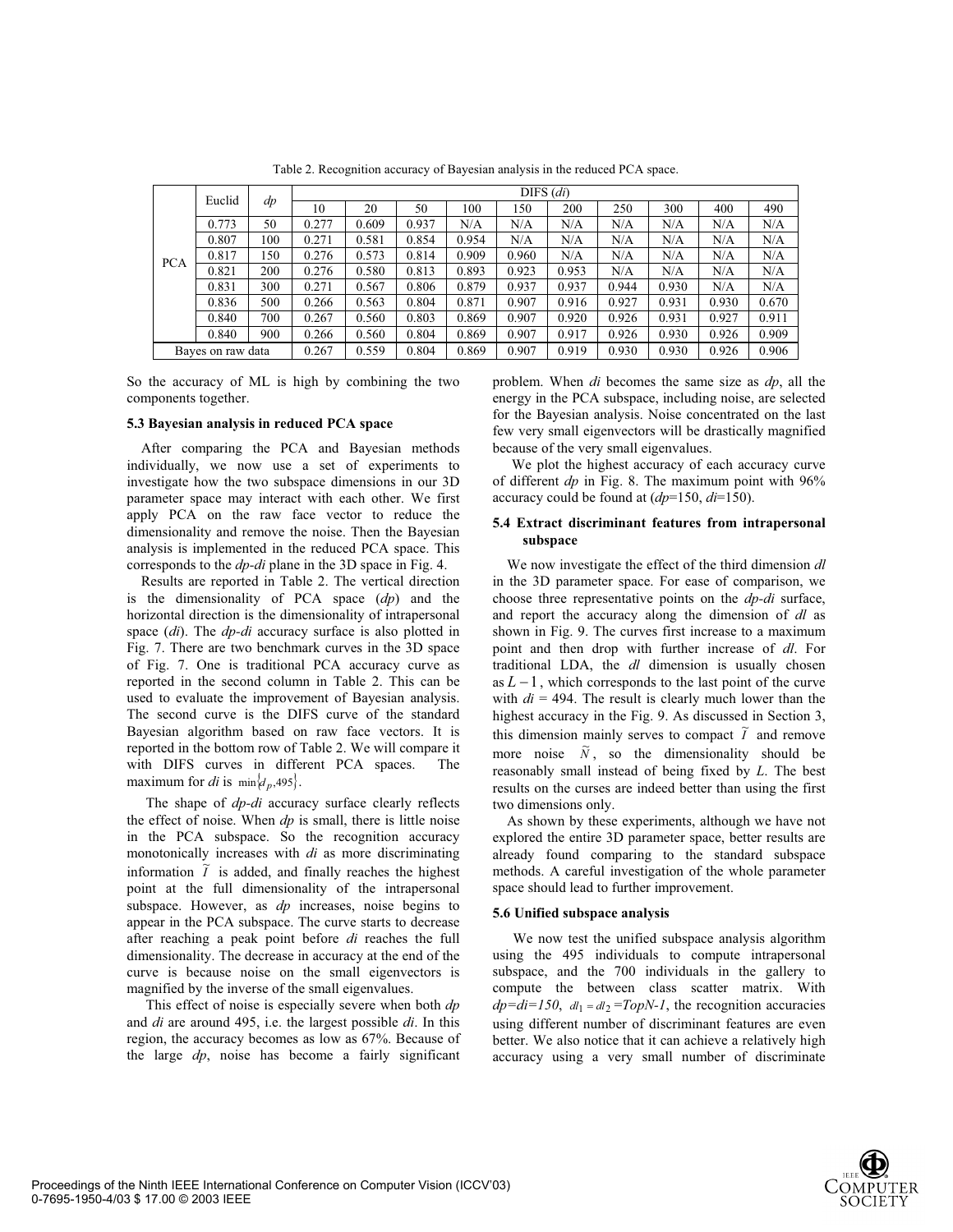Table 2. Recognition accuracy of Bayesian analysis in the reduced PCA space.

| | Euclid | *dp* | DIFS (*di*) | | | | | | | | | |
|---|---|---|---|---|---|---|---|---|---|---|---|---|
| | | | 10 | 20 | 50 | 100 | 150 | 200 | 250 | 300 | 400 | 490 |
| PCA | 0.773 | 50 | 0.277 | 0.609 | 0.937 | N/A | N/A | N/A | N/A | N/A | N/A | N/A |
| | 0.807 | 100 | 0.271 | 0.581 | 0.854 | 0.954 | N/A | N/A | N/A | N/A | N/A | N/A |
| | 0.817 | 150 | 0.276 | 0.573 | 0.814 | 0.909 | 0.960 | N/A | N/A | N/A | N/A | N/A |
| | 0.821 | 200 | 0.276 | 0.580 | 0.813 | 0.893 | 0.923 | 0.953 | N/A | N/A | N/A | N/A |
| | 0.831 | 300 | 0.271 | 0.567 | 0.806 | 0.879 | 0.937 | 0.937 | 0.944 | 0.930 | N/A | N/A |
| | 0.836 | 500 | 0.266 | 0.563 | 0.804 | 0.871 | 0.907 | 0.916 | 0.927 | 0.931 | 0.930 | 0.670 |
| | 0.840 | 700 | 0.267 | 0.560 | 0.803 | 0.869 | 0.907 | 0.920 | 0.926 | 0.931 | 0.927 | 0.911 |
| | 0.840 | 900 | 0.266 | 0.560 | 0.804 | 0.869 | 0.907 | 0.917 | 0.926 | 0.930 | 0.926 | 0.909 |
| Bayes on raw data | | | 0.267 | 0.559 | 0.804 | 0.869 | 0.907 | 0.919 | 0.930 | 0.930 | 0.926 | 0.906 |

So the accuracy of ML is high by combining the two components together.

### 5.3 Bayesian analysis in reduced PCA space

After comparing the PCA and Bayesian methods individually, we now use a set of experiments to investigate how the two subspace dimensions in our 3D parameter space may interact with each other. We first apply PCA on the raw face vector to reduce the dimensionality and remove the noise. Then the Bayesian analysis is implemented in the reduced PCA space. This corresponds to the *dp-di* plane in the 3D space in Fig. 4.

Results are reported in Table 2. The vertical direction is the dimensionality of PCA space (*dp*) and the horizontal direction is the dimensionality of intrapersonal space (*di*). The *dp-di* accuracy surface is also plotted in Fig. 7. There are two benchmark curves in the 3D space of Fig. 7. One is traditional PCA accuracy curve as reported in the second column in Table 2. This can be used to evaluate the improvement of Bayesian analysis. The second curve is the DIFS curve of the standard Bayesian algorithm based on raw face vectors. It is reported in the bottom row of Table 2. We will compare it with DIFS curves in different PCA spaces. The maximum for *di* is $\min\{d_p, 495\}$.

The shape of *dp-di* accuracy surface clearly reflects the effect of noise. When *dp* is small, there is little noise in the PCA subspace. So the recognition accuracy monotonically increases with *di* as more discriminating information $\tilde{I}$ is added, and finally reaches the highest point at the full dimensionality of the intrapersonal subspace. However, as *dp* increases, noise begins to appear in the PCA subspace. The curve starts to decrease after reaching a peak point before *di* reaches the full dimensionality. The decrease in accuracy at the end of the curve is because noise on the small eigenvectors is magnified by the inverse of the small eigenvalues.

This effect of noise is especially severe when both *dp* and *di* are around 495, i.e. the largest possible *di*. In this region, the accuracy becomes as low as 67%. Because of the large *dp*, noise has become a fairly significant problem. When *di* becomes the same size as *dp*, all the energy in the PCA subspace, including noise, are selected for the Bayesian analysis. Noise concentrated on the last few very small eigenvectors will be drastically magnified because of the very small eigenvalues.

We plot the highest accuracy of each accuracy curve of different *dp* in Fig. 8. The maximum point with 96% accuracy could be found at (*dp*=150, *di*=150).

### 5.4 Extract discriminant features from intrapersonal subspace

We now investigate the effect of the third dimension *dl* in the 3D parameter space. For ease of comparison, we choose three representative points on the *dp-di* surface, and report the accuracy along the dimension of *dl* as shown in Fig. 9. The curves first increase to a maximum point and then drop with further increase of *dl*. For traditional LDA, the *dl* dimension is usually chosen as $L-1$, which corresponds to the last point of the curve with *di* = 494. The result is clearly much lower than the highest accuracy in the Fig. 9. As discussed in Section 3, this dimension mainly serves to compact $\tilde{I}$ and remove more noise $\tilde{N}$, so the dimensionality should be reasonably small instead of being fixed by *L*. The best results on the curses are indeed better than using the first two dimensions only.

As shown by these experiments, although we have not explored the entire 3D parameter space, better results are already found comparing to the standard subspace methods. A careful investigation of the whole parameter space should lead to further improvement.

### 5.6 Unified subspace analysis

We now test the unified subspace analysis algorithm using the 495 individuals to compute intrapersonal subspace, and the 700 individuals in the gallery to compute the between class scatter matrix. With *dp=di=150*, $dl_1 = dl_2 = TopN-1$, the recognition accuracies using different number of discriminant features are even better. We also notice that it can achieve a relatively high accuracy using a very small number of discriminate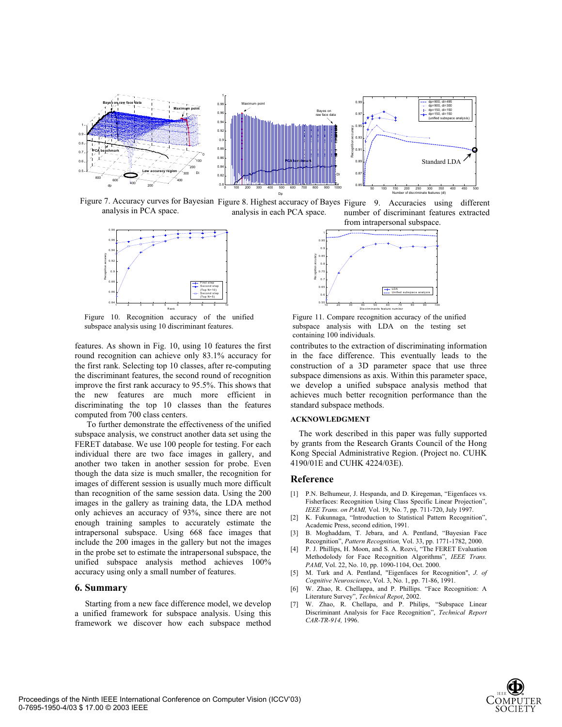Bayes on raw face data
Maximum point
PCA benchmark
Low accuracy region
dp
Di

Figure 7. Accuracy curves for Bayesian analysis in PCA space.

Maximum point
Bayes on raw face data
PCA benchmark
Dp
Di

Figure 8. Highest accuracy of Bayes analysis in each PCA space.

dp=900, di=495
dp=900, di=300
dp=150, di=150
dp=150, di=150 (unified subspace analysis)
Standard LDA
Recognition accuracy
Number of discriminate features (di)

Figure 9. Accuracies using different number of discriminant features extracted from intrapersonal subspace.

First step
Second step (Top N=10)
Second step (Top N=5)
Recognition accuracy
Rank

Figure 10. Recognition accuracy of the unified subspace analysis using 10 discriminant features.

LDA
Unified subspace analysis
Recognition accuracy
Discriminante feature number

Figure 11. Compare recognition accuracy of the unified subspace analysis with LDA on the testing set containing 100 individuals.

features. As shown in Fig. 10, using 10 features the first round recognition can achieve only 83.1% accuracy for the first rank. Selecting top 10 classes, after re-computing the discriminant features, the second round of recognition improve the first rank accuracy to 95.5%. This shows that the new features are much more efficient in discriminating the top 10 classes than the features computed from 700 class centers.

To further demonstrate the effectiveness of the unified subspace analysis, we construct another data set using the FERET database. We use 100 people for testing. For each individual there are two face images in gallery, and another two taken in another session for probe. Even though the data size is much smaller, the recognition for images of different session is usually much more difficult than recognition of the same session data. Using the 200 images in the gallery as training data, the LDA method only achieves an accuracy of 93%, since there are not enough training samples to accurately estimate the intrapersonal subspace. Using 668 face images that include the 200 images in the gallery but not the images in the probe set to estimate the intrapersonal subspace, the unified subspace analysis method achieves 100% accuracy using only a small number of features.

## 6. Summary

Starting from a new face difference model, we develop a unified framework for subspace analysis. Using this framework we discover how each subspace method contributes to the extraction of discriminating information in the face difference. This eventually leads to the construction of a 3D parameter space that use three subspace dimensions as axis. Within this parameter space, we develop a unified subspace analysis method that achieves much better recognition performance than the standard subspace methods.

### ACKNOWLEDGMENT

The work described in this paper was fully supported by grants from the Research Grants Council of the Hong Kong Special Administrative Region. (Project no. CUHK 4190/01E and CUHK 4224/03E).

## Reference

[1] P.N. Belhumeur, J. Hespanda, and D. Kiregeman, "Eigenfaces vs. Fisherfaces: Recognition Using Class Specific Linear Projection", *IEEE Trans. on PAMI,* Vol. 19, No. 7, pp. 711-720, July 1997.

[2] K. Fukunnaga, "Introduction to Statistical Pattern Recognition", Academic Press, second edition, 1991.

[3] B. Moghaddam, T. Jebara, and A. Pentland, "Bayesian Face Recognition", *Pattern Recognition,* Vol. 33, pp. 1771-1782, 2000.

[4] P. J. Phillips, H. Moon, and S. A. Rozvi, "The FERET Evaluation Methodolody for Face Recognition Algorithms", *IEEE Trans. PAMI*, Vol. 22, No. 10, pp. 1090-1104, Oct. 2000.

[5] M. Turk and A. Pentland, "Eigenfaces for Recognition", *J. of Cognitive Neuroscience*, Vol. 3, No. 1, pp. 71-86, 1991.

[6] W. Zhao, R. Chellappa, and P. Phillips. "Face Recognition: A Literature Survey", *Technical Repot*, 2002.

[7] W. Zhao, R. Chellapa, and P. Philips, "Subspace Linear Discriminant Analysis for Face Recognition", *Technical Report CAR-TR-914,* 1996.